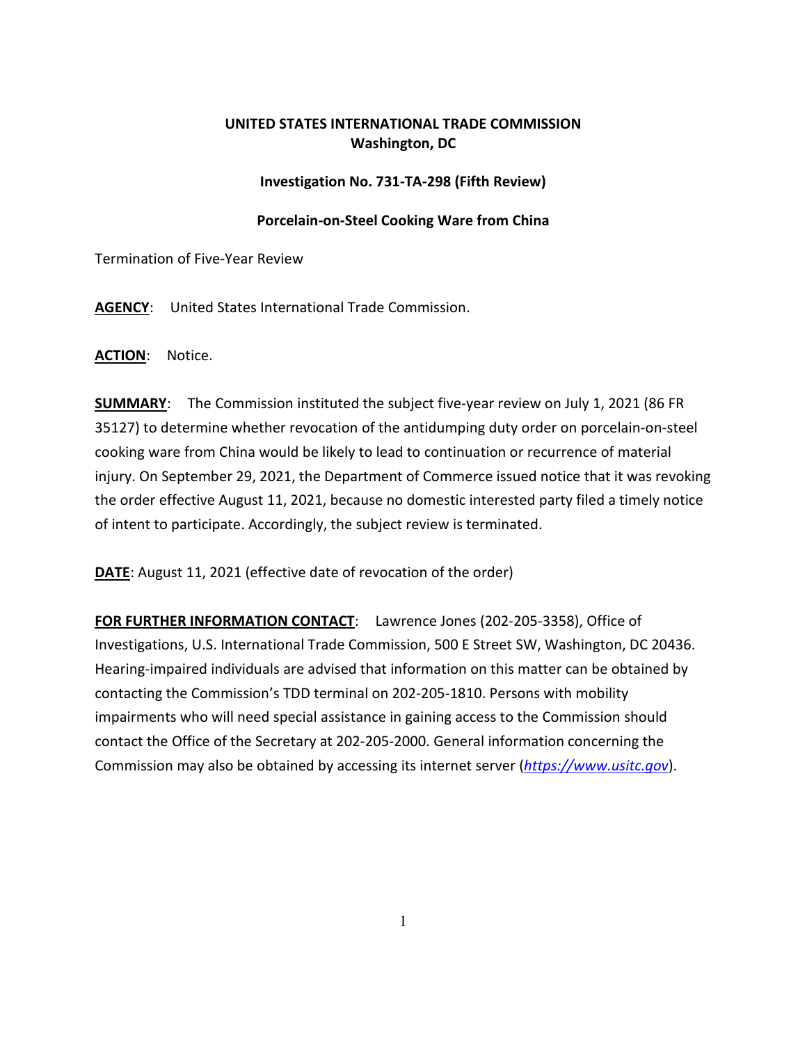**UNITED STATES INTERNATIONAL TRADE COMMISSION**
**Washington, DC**

**Investigation No. 731-TA-298 (Fifth Review)**

**Porcelain-on-Steel Cooking Ware from China**

Termination of Five-Year Review

**AGENCY**: United States International Trade Commission.

**ACTION**: Notice.

**SUMMARY**: The Commission instituted the subject five-year review on July 1, 2021 (86 FR 35127) to determine whether revocation of the antidumping duty order on porcelain-on-steel cooking ware from China would be likely to lead to continuation or recurrence of material injury. On September 29, 2021, the Department of Commerce issued notice that it was revoking the order effective August 11, 2021, because no domestic interested party filed a timely notice of intent to participate. Accordingly, the subject review is terminated.

**DATE**: August 11, 2021 (effective date of revocation of the order)

**FOR FURTHER INFORMATION CONTACT**: Lawrence Jones (202-205-3358), Office of Investigations, U.S. International Trade Commission, 500 E Street SW, Washington, DC 20436. Hearing-impaired individuals are advised that information on this matter can be obtained by contacting the Commission's TDD terminal on 202-205-1810. Persons with mobility impairments who will need special assistance in gaining access to the Commission should contact the Office of the Secretary at 202-205-2000. General information concerning the Commission may also be obtained by accessing its internet server (*https://www.usitc.gov*).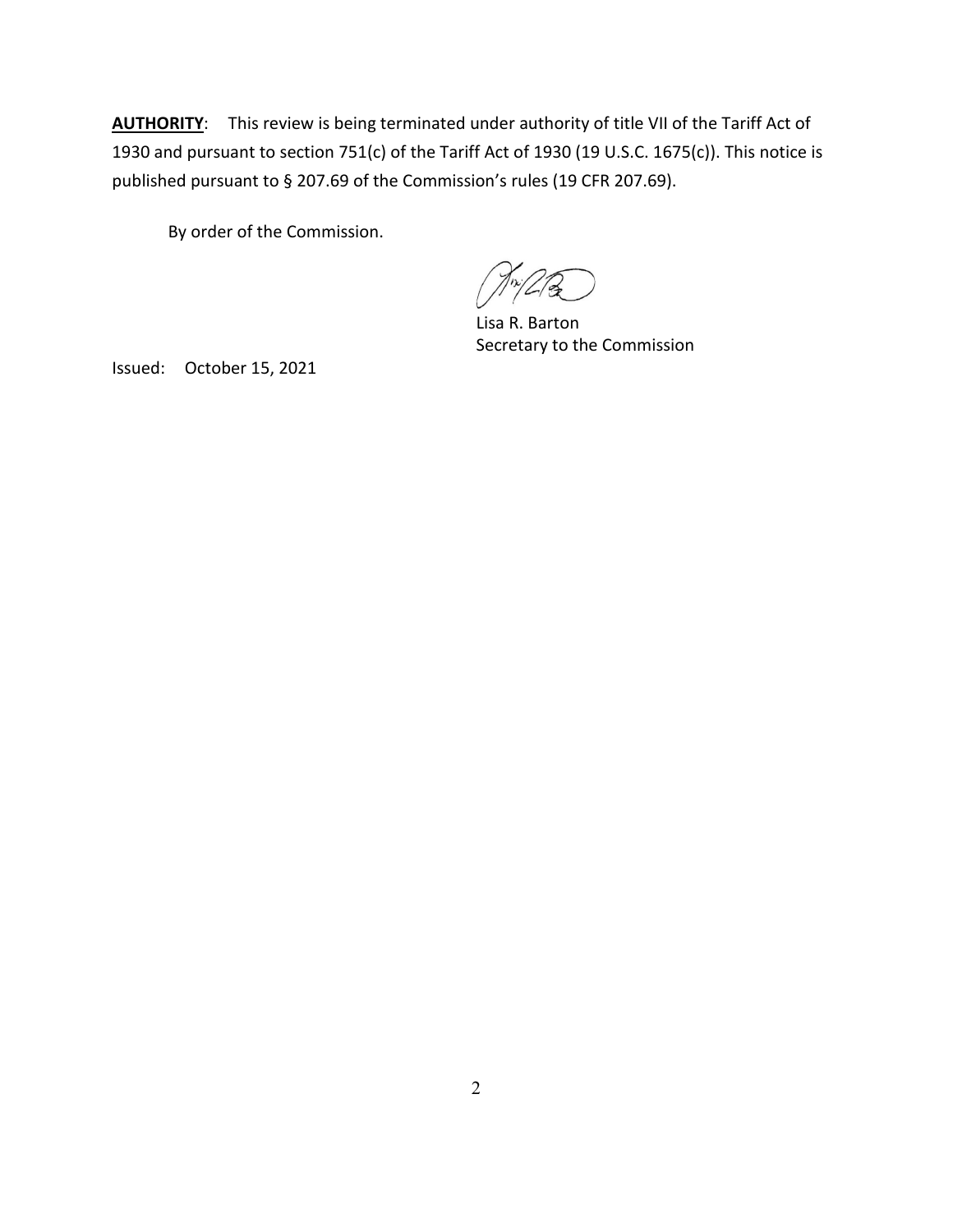**AUTHORITY**: This review is being terminated under authority of title VII of the Tariff Act of 1930 and pursuant to section 751(c) of the Tariff Act of 1930 (19 U.S.C. 1675(c)). This notice is published pursuant to § 207.69 of the Commission's rules (19 CFR 207.69).

By order of the Commission.

Lisa R. Barton
Secretary to the Commission

Issued: October 15, 2021